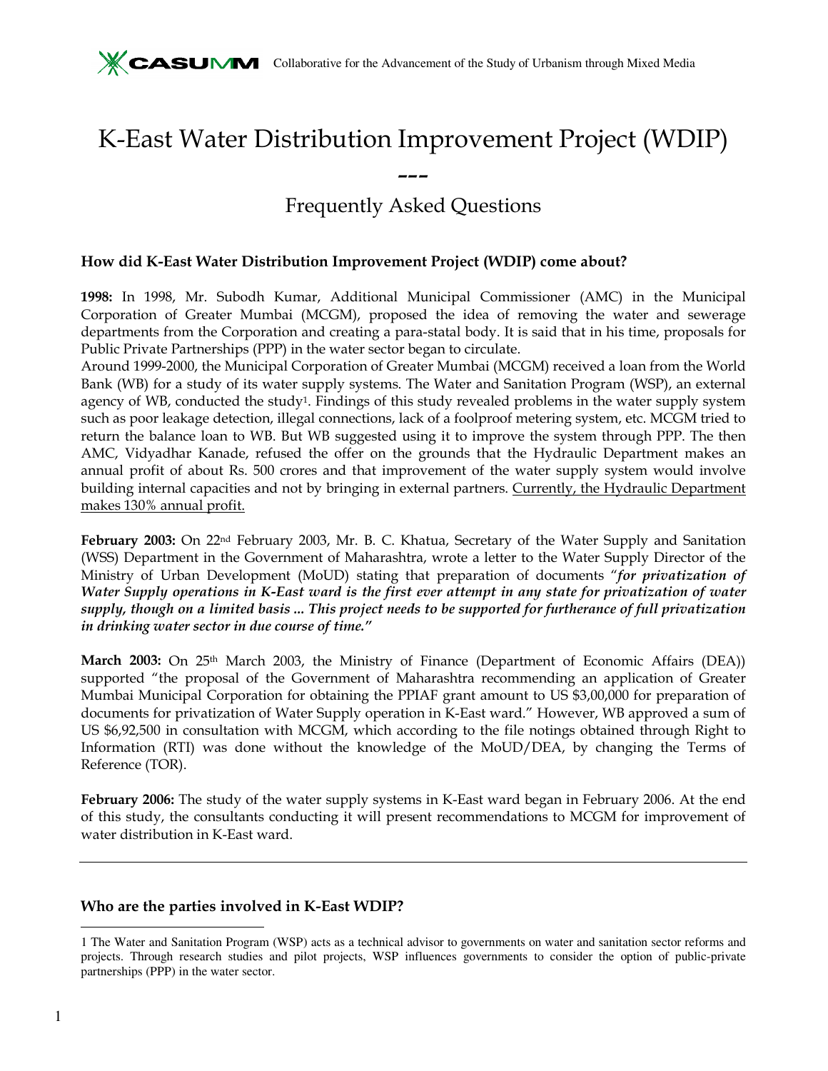# K-East Water Distribution Improvement Project (WDIP)

---

## Frequently Asked Questions

### How did K-East Water Distribution Improvement Project (WDIP) come about?

**1998:** In 1998, Mr. Subodh Kumar, Additional Municipal Commissioner (AMC) in the Municipal Corporation of Greater Mumbai (MCGM), proposed the idea of removing the water and sewerage departments from the Corporation and creating a para-statal body. It is said that in his time, proposals for Public Private Partnerships (PPP) in the water sector began to circulate.

Around 1999-2000, the Municipal Corporation of Greater Mumbai (MCGM) received a loan from the World Bank (WB) for a study of its water supply systems. The Water and Sanitation Program (WSP), an external agency of WB, conducted the study[1]. Findings of this study revealed problems in the water supply system such as poor leakage detection, illegal connections, lack of a foolproof metering system, etc. MCGM tried to return the balance loan to WB. But WB suggested using it to improve the system through PPP. The then AMC, Vidyadhar Kanade, refused the offer on the grounds that the Hydraulic Department makes an annual profit of about Rs. 500 crores and that improvement of the water supply system would involve building internal capacities and not by bringing in external partners. Currently, the Hydraulic Department makes 130% annual profit.

**February 2003:** On 22nd February 2003, Mr. B. C. Khatua, Secretary of the Water Supply and Sanitation (WSS) Department in the Government of Maharashtra, wrote a letter to the Water Supply Director of the Ministry of Urban Development (MoUD) stating that preparation of documents "***for privatization of Water Supply operations in K-East ward is the first ever attempt in any state for privatization of water supply, though on a limited basis ... This project needs to be supported for furtherance of full privatization in drinking water sector in due course of time.***"

**March 2003:** On 25th March 2003, the Ministry of Finance (Department of Economic Affairs (DEA)) supported "the proposal of the Government of Maharashtra recommending an application of Greater Mumbai Municipal Corporation for obtaining the PPIAF grant amount to US $3,00,000 for preparation of documents for privatization of Water Supply operation in K-East ward." However, WB approved a sum of US $6,92,500 in consultation with MCGM, which according to the file notings obtained through Right to Information (RTI) was done without the knowledge of the MoUD/DEA, by changing the Terms of Reference (TOR).

**February 2006:** The study of the water supply systems in K-East ward began in February 2006. At the end of this study, the consultants conducting it will present recommendations to MCGM for improvement of water distribution in K-East ward.

---

### Who are the parties involved in K-East WDIP?

---

[1] The Water and Sanitation Program (WSP) acts as a technical advisor to governments on water and sanitation sector reforms and projects. Through research studies and pilot projects, WSP influences governments to consider the option of public-private partnerships (PPP) in the water sector.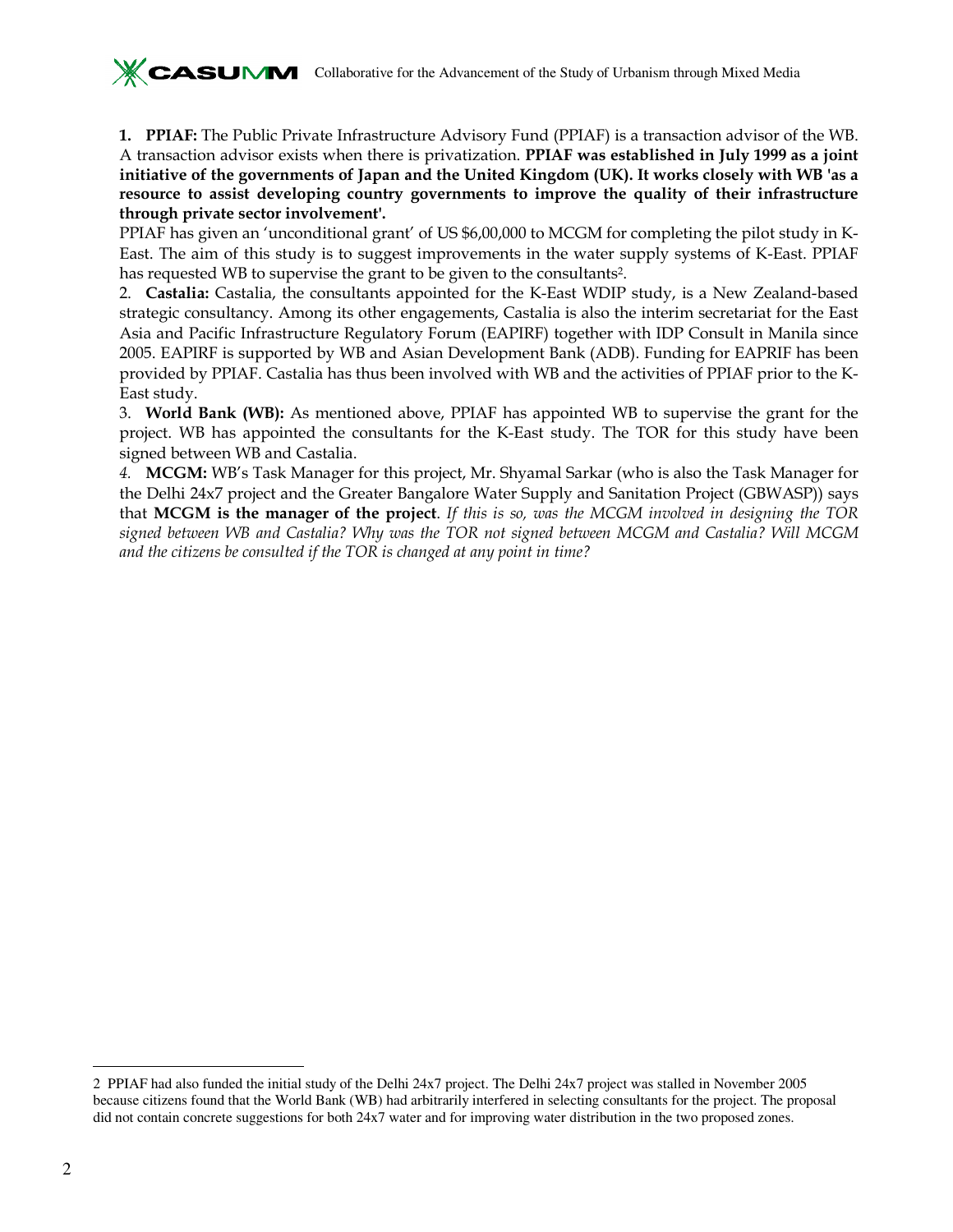**1. PPIAF:** The Public Private Infrastructure Advisory Fund (PPIAF) is a transaction advisor of the WB. A transaction advisor exists when there is privatization. **PPIAF was established in July 1999 as a joint initiative of the governments of Japan and the United Kingdom (UK). It works closely with WB 'as a resource to assist developing country governments to improve the quality of their infrastructure through private sector involvement'.**

PPIAF has given an 'unconditional grant' of US $6,00,000 to MCGM for completing the pilot study in K-East. The aim of this study is to suggest improvements in the water supply systems of K-East. PPIAF has requested WB to supervise the grant to be given to the consultants[2].

2. **Castalia:** Castalia, the consultants appointed for the K-East WDIP study, is a New Zealand-based strategic consultancy. Among its other engagements, Castalia is also the interim secretariat for the East Asia and Pacific Infrastructure Regulatory Forum (EAPIRF) together with IDP Consult in Manila since 2005. EAPIRF is supported by WB and Asian Development Bank (ADB). Funding for EAPRIF has been provided by PPIAF. Castalia has thus been involved with WB and the activities of PPIAF prior to the K-East study.

3. **World Bank (WB):** As mentioned above, PPIAF has appointed WB to supervise the grant for the project. WB has appointed the consultants for the K-East study. The TOR for this study have been signed between WB and Castalia.

4. **MCGM:** WB's Task Manager for this project, Mr. Shyamal Sarkar (who is also the Task Manager for the Delhi 24x7 project and the Greater Bangalore Water Supply and Sanitation Project (GBWASP)) says that **MCGM is the manager of the project**. *If this is so, was the MCGM involved in designing the TOR signed between WB and Castalia? Why was the TOR not signed between MCGM and Castalia? Will MCGM and the citizens be consulted if the TOR is changed at any point in time?*

---

2 PPIAF had also funded the initial study of the Delhi 24x7 project. The Delhi 24x7 project was stalled in November 2005 because citizens found that the World Bank (WB) had arbitrarily interfered in selecting consultants for the project. The proposal did not contain concrete suggestions for both 24x7 water and for improving water distribution in the two proposed zones.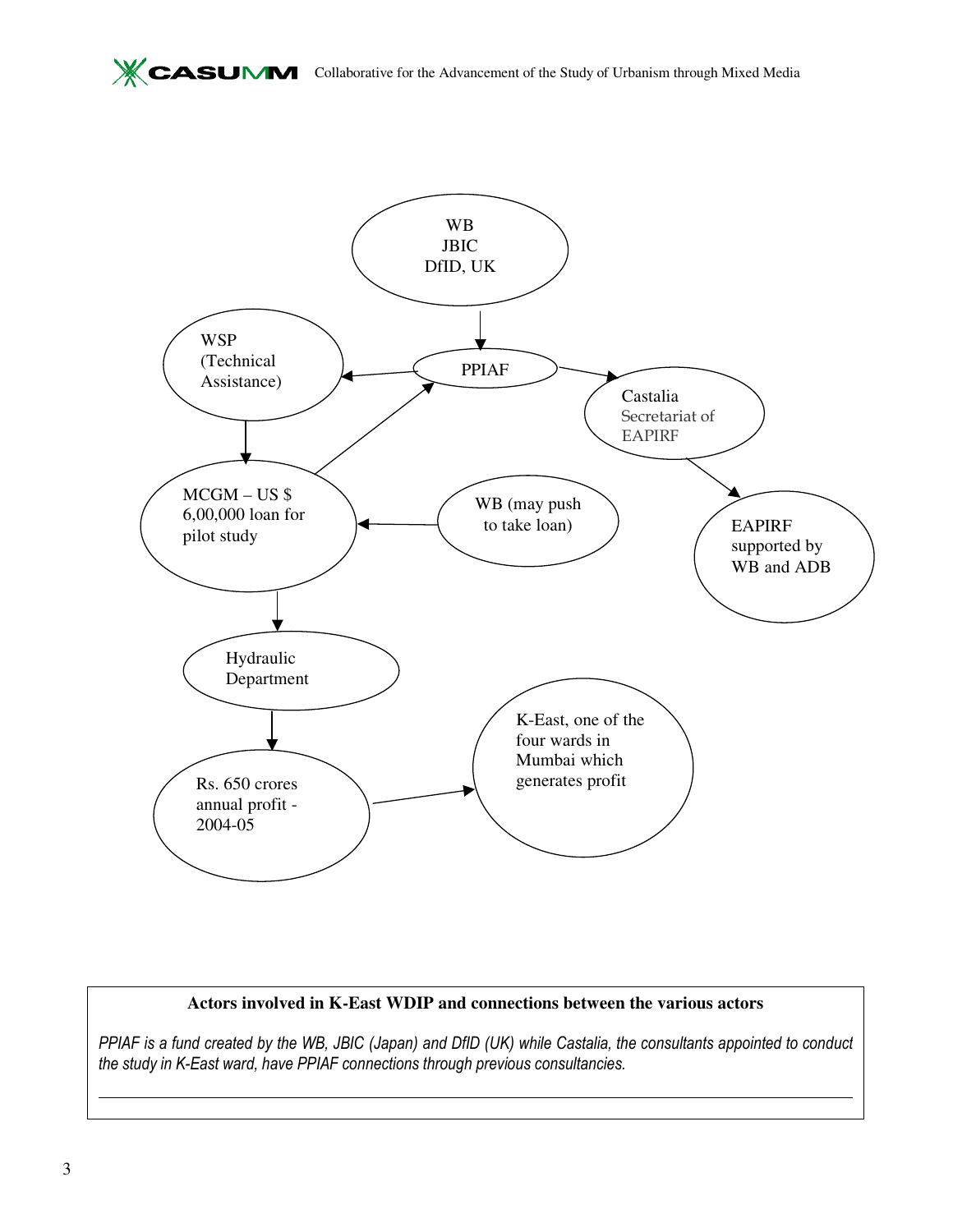WB
JBIC
DfID, UK

PPIAF

WSP
(Technical
Assistance)

Castalia
Secretariat of
EAPIRF

EAPIRF
supported by
WB and ADB

MCGM – US $
6,00,000 loan for
pilot study

WB (may push
to take loan)

Hydraulic
Department

Rs. 650 crores
annual profit -
2004-05

K-East, one of the
four wards in
Mumbai which
generates profit

**Actors involved in K-East WDIP and connections between the various actors**

*PPIAF is a fund created by the WB, JBIC (Japan) and DfID (UK) while Castalia, the consultants appointed to conduct the study in K-East ward, have PPIAF connections through previous consultancies.*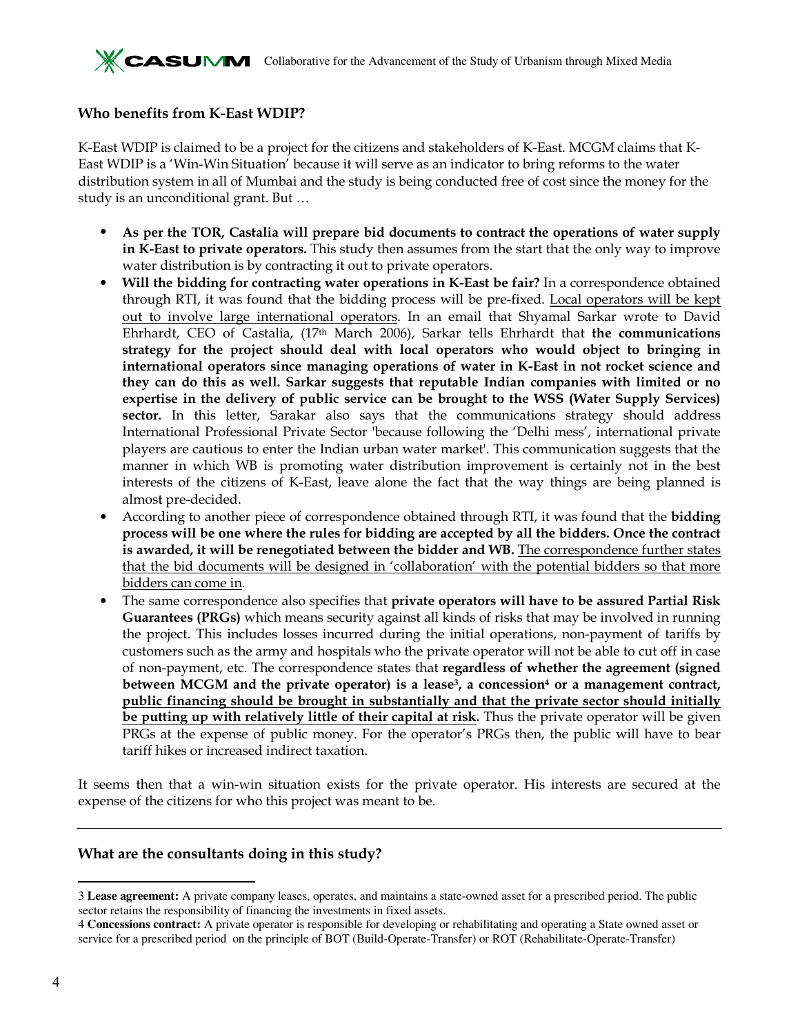### Who benefits from K-East WDIP?

K-East WDIP is claimed to be a project for the citizens and stakeholders of K-East. MCGM claims that K-East WDIP is a 'Win-Win Situation' because it will serve as an indicator to bring reforms to the water distribution system in all of Mumbai and the study is being conducted free of cost since the money for the study is an unconditional grant. But …

- **As per the TOR, Castalia will prepare bid documents to contract the operations of water supply in K-East to private operators.** This study then assumes from the start that the only way to improve water distribution is by contracting it out to private operators.
- **Will the bidding for contracting water operations in K-East be fair?** In a correspondence obtained through RTI, it was found that the bidding process will be pre-fixed. <u>Local operators will be kept out to involve large international operators</u>. In an email that Shyamal Sarkar wrote to David Ehrhardt, CEO of Castalia, (17th March 2006), Sarkar tells Ehrhardt that **the communications strategy for the project should deal with local operators who would object to bringing in international operators since managing operations of water in K-East in not rocket science and they can do this as well. Sarkar suggests that reputable Indian companies with limited or no expertise in the delivery of public service can be brought to the WSS (Water Supply Services) sector.** In this letter, Sarakar also says that the communications strategy should address International Professional Private Sector 'because following the 'Delhi mess', international private players are cautious to enter the Indian urban water market'. This communication suggests that the manner in which WB is promoting water distribution improvement is certainly not in the best interests of the citizens of K-East, leave alone the fact that the way things are being planned is almost pre-decided.
- According to another piece of correspondence obtained through RTI, it was found that the **bidding process will be one where the rules for bidding are accepted by all the bidders. Once the contract is awarded, it will be renegotiated between the bidder and WB.** <u>The correspondence further states that the bid documents will be designed in 'collaboration' with the potential bidders so that more bidders can come in</u>.
- The same correspondence also specifies that **private operators will have to be assured Partial Risk Guarantees (PRGs)** which means security against all kinds of risks that may be involved in running the project. This includes losses incurred during the initial operations, non-payment of tariffs by customers such as the army and hospitals who the private operator will not be able to cut off in case of non-payment, etc. The correspondence states that **regardless of whether the agreement (signed between MCGM and the private operator) is a lease[3], a concession[4] or a management contract, <u>public financing should be brought in substantially and that the private sector should initially be putting up with relatively little of their capital at risk</u>.** Thus the private operator will be given PRGs at the expense of public money. For the operator's PRGs then, the public will have to bear tariff hikes or increased indirect taxation.

It seems then that a win-win situation exists for the private operator. His interests are secured at the expense of the citizens for who this project was meant to be.

---

### What are the consultants doing in this study?

---

3 **Lease agreement:** A private company leases, operates, and maintains a state-owned asset for a prescribed period. The public sector retains the responsibility of financing the investments in fixed assets.

4 **Concessions contract:** A private operator is responsible for developing or rehabilitating and operating a State owned asset or service for a prescribed period on the principle of BOT (Build-Operate-Transfer) or ROT (Rehabilitate-Operate-Transfer)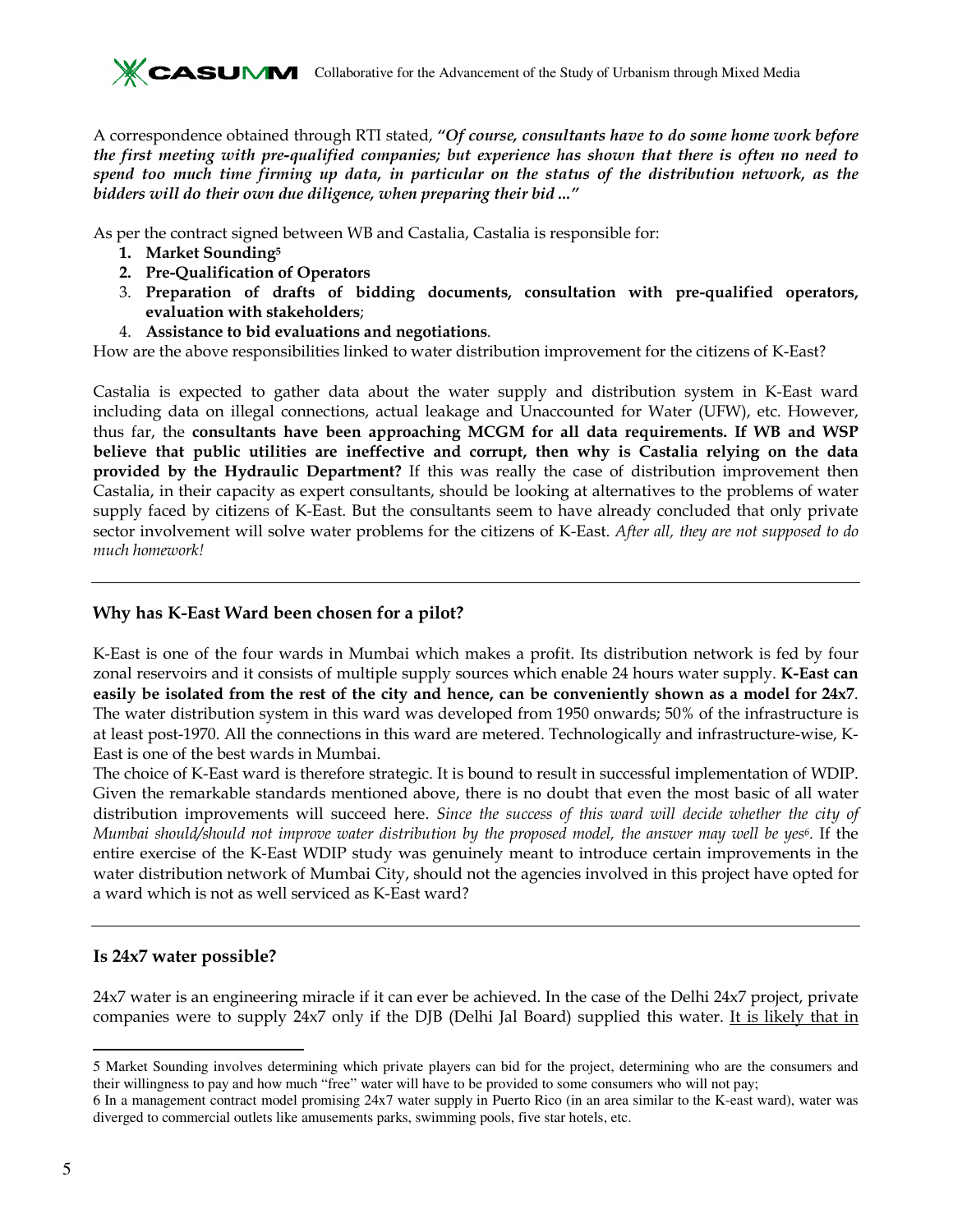A correspondence obtained through RTI stated, ***"Of course, consultants have to do some home work before the first meeting with pre-qualified companies; but experience has shown that there is often no need to spend too much time firming up data, in particular on the status of the distribution network, as the bidders will do their own due diligence, when preparing their bid ..."***

As per the contract signed between WB and Castalia, Castalia is responsible for:

1. **Market Sounding**[5]
2. **Pre-Qualification of Operators**
3. **Preparation of drafts of bidding documents, consultation with pre-qualified operators, evaluation with stakeholders**;
4. **Assistance to bid evaluations and negotiations**.

How are the above responsibilities linked to water distribution improvement for the citizens of K-East?

Castalia is expected to gather data about the water supply and distribution system in K-East ward including data on illegal connections, actual leakage and Unaccounted for Water (UFW), etc. However, thus far, the **consultants have been approaching MCGM for all data requirements. If WB and WSP believe that public utilities are ineffective and corrupt, then why is Castalia relying on the data provided by the Hydraulic Department?** If this was really the case of distribution improvement then Castalia, in their capacity as expert consultants, should be looking at alternatives to the problems of water supply faced by citizens of K-East. But the consultants seem to have already concluded that only private sector involvement will solve water problems for the citizens of K-East. *After all, they are not supposed to do much homework!*

---

## Why has K-East Ward been chosen for a pilot?

K-East is one of the four wards in Mumbai which makes a profit. Its distribution network is fed by four zonal reservoirs and it consists of multiple supply sources which enable 24 hours water supply. **K-East can easily be isolated from the rest of the city and hence, can be conveniently shown as a model for 24x7**. The water distribution system in this ward was developed from 1950 onwards; 50% of the infrastructure is at least post-1970. All the connections in this ward are metered. Technologically and infrastructure-wise, K-East is one of the best wards in Mumbai.

The choice of K-East ward is therefore strategic. It is bound to result in successful implementation of WDIP. Given the remarkable standards mentioned above, there is no doubt that even the most basic of all water distribution improvements will succeed here. *Since the success of this ward will decide whether the city of Mumbai should/should not improve water distribution by the proposed model, the answer may well be yes*[6]. If the entire exercise of the K-East WDIP study was genuinely meant to introduce certain improvements in the water distribution network of Mumbai City, should not the agencies involved in this project have opted for a ward which is not as well serviced as K-East ward?

---

## Is 24x7 water possible?

24x7 water is an engineering miracle if it can ever be achieved. In the case of the Delhi 24x7 project, private companies were to supply 24x7 only if the DJB (Delhi Jal Board) supplied this water. <u>It is likely that in</u>

---

5 Market Sounding involves determining which private players can bid for the project, determining who are the consumers and their willingness to pay and how much "free" water will have to be provided to some consumers who will not pay;

6 In a management contract model promising 24x7 water supply in Puerto Rico (in an area similar to the K-east ward), water was diverged to commercial outlets like amusements parks, swimming pools, five star hotels, etc.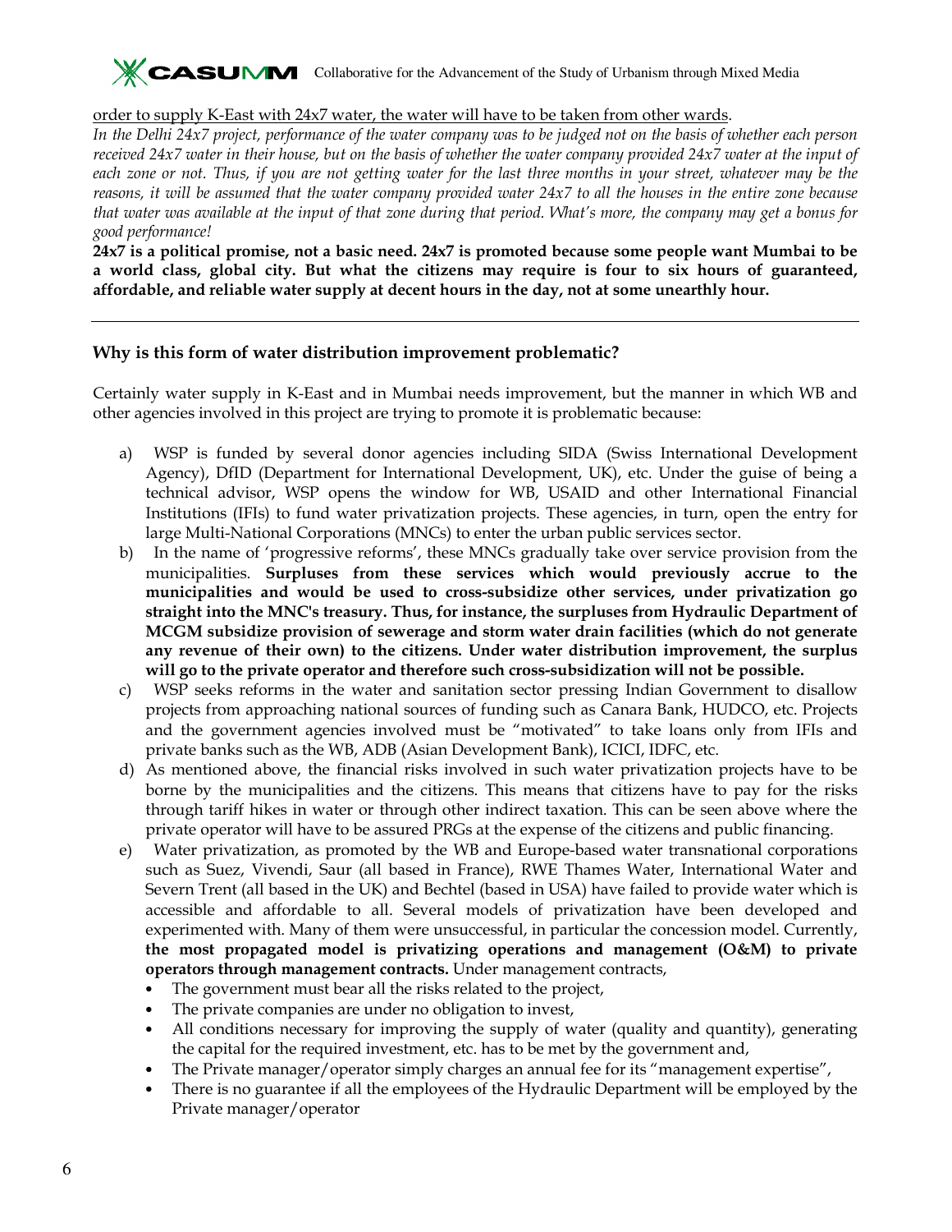order to supply K-East with 24x7 water, the water will have to be taken from other wards.

*In the Delhi 24x7 project, performance of the water company was to be judged not on the basis of whether each person received 24x7 water in their house, but on the basis of whether the water company provided 24x7 water at the input of each zone or not. Thus, if you are not getting water for the last three months in your street, whatever may be the reasons, it will be assumed that the water company provided water 24x7 to all the houses in the entire zone because that water was available at the input of that zone during that period. What's more, the company may get a bonus for good performance!*

**24x7 is a political promise, not a basic need. 24x7 is promoted because some people want Mumbai to be a world class, global city. But what the citizens may require is four to six hours of guaranteed, affordable, and reliable water supply at decent hours in the day, not at some unearthly hour.**

---

### Why is this form of water distribution improvement problematic?

Certainly water supply in K-East and in Mumbai needs improvement, but the manner in which WB and other agencies involved in this project are trying to promote it is problematic because:

a) WSP is funded by several donor agencies including SIDA (Swiss International Development Agency), DfID (Department for International Development, UK), etc. Under the guise of being a technical advisor, WSP opens the window for WB, USAID and other International Financial Institutions (IFIs) to fund water privatization projects. These agencies, in turn, open the entry for large Multi-National Corporations (MNCs) to enter the urban public services sector.

b) In the name of 'progressive reforms', these MNCs gradually take over service provision from the municipalities. **Surpluses from these services which would previously accrue to the municipalities and would be used to cross-subsidize other services, under privatization go straight into the MNC's treasury. Thus, for instance, the surpluses from Hydraulic Department of MCGM subsidize provision of sewerage and storm water drain facilities (which do not generate any revenue of their own) to the citizens. Under water distribution improvement, the surplus will go to the private operator and therefore such cross-subsidization will not be possible.**

c) WSP seeks reforms in the water and sanitation sector pressing Indian Government to disallow projects from approaching national sources of funding such as Canara Bank, HUDCO, etc. Projects and the government agencies involved must be "motivated" to take loans only from IFIs and private banks such as the WB, ADB (Asian Development Bank), ICICI, IDFC, etc.

d) As mentioned above, the financial risks involved in such water privatization projects have to be borne by the municipalities and the citizens. This means that citizens have to pay for the risks through tariff hikes in water or through other indirect taxation. This can be seen above where the private operator will have to be assured PRGs at the expense of the citizens and public financing.

e) Water privatization, as promoted by the WB and Europe-based water transnational corporations such as Suez, Vivendi, Saur (all based in France), RWE Thames Water, International Water and Severn Trent (all based in the UK) and Bechtel (based in USA) have failed to provide water which is accessible and affordable to all. Several models of privatization have been developed and experimented with. Many of them were unsuccessful, in particular the concession model. Currently, **the most propagated model is privatizing operations and management (O&M) to private operators through management contracts.** Under management contracts,
   - The government must bear all the risks related to the project,
   - The private companies are under no obligation to invest,
   - All conditions necessary for improving the supply of water (quality and quantity), generating the capital for the required investment, etc. has to be met by the government and,
   - The Private manager/operator simply charges an annual fee for its "management expertise",
   - There is no guarantee if all the employees of the Hydraulic Department will be employed by the Private manager/operator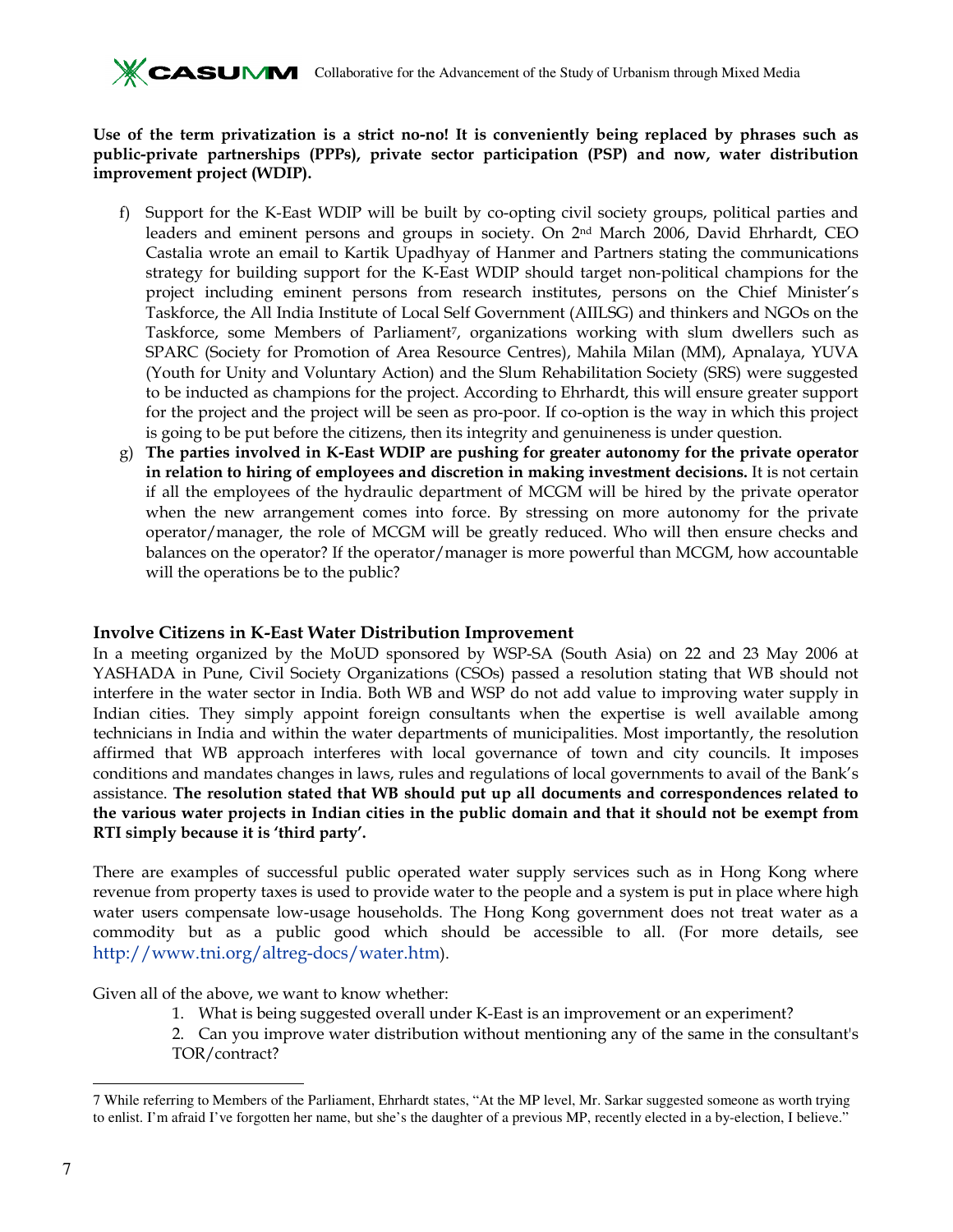**Use of the term privatization is a strict no-no! It is conveniently being replaced by phrases such as public-private partnerships (PPPs), private sector participation (PSP) and now, water distribution improvement project (WDIP).**

f) Support for the K-East WDIP will be built by co-opting civil society groups, political parties and leaders and eminent persons and groups in society. On 2nd March 2006, David Ehrhardt, CEO Castalia wrote an email to Kartik Upadhyay of Hanmer and Partners stating the communications strategy for building support for the K-East WDIP should target non-political champions for the project including eminent persons from research institutes, persons on the Chief Minister's Taskforce, the All India Institute of Local Self Government (AIILSG) and thinkers and NGOs on the Taskforce, some Members of Parliament[7], organizations working with slum dwellers such as SPARC (Society for Promotion of Area Resource Centres), Mahila Milan (MM), Apnalaya, YUVA (Youth for Unity and Voluntary Action) and the Slum Rehabilitation Society (SRS) were suggested to be inducted as champions for the project. According to Ehrhardt, this will ensure greater support for the project and the project will be seen as pro-poor. If co-option is the way in which this project is going to be put before the citizens, then its integrity and genuineness is under question.

g) **The parties involved in K-East WDIP are pushing for greater autonomy for the private operator in relation to hiring of employees and discretion in making investment decisions.** It is not certain if all the employees of the hydraulic department of MCGM will be hired by the private operator when the new arrangement comes into force. By stressing on more autonomy for the private operator/manager, the role of MCGM will be greatly reduced. Who will then ensure checks and balances on the operator? If the operator/manager is more powerful than MCGM, how accountable will the operations be to the public?

### Involve Citizens in K-East Water Distribution Improvement

In a meeting organized by the MoUD sponsored by WSP-SA (South Asia) on 22 and 23 May 2006 at YASHADA in Pune, Civil Society Organizations (CSOs) passed a resolution stating that WB should not interfere in the water sector in India. Both WB and WSP do not add value to improving water supply in Indian cities. They simply appoint foreign consultants when the expertise is well available among technicians in India and within the water departments of municipalities. Most importantly, the resolution affirmed that WB approach interferes with local governance of town and city councils. It imposes conditions and mandates changes in laws, rules and regulations of local governments to avail of the Bank's assistance. **The resolution stated that WB should put up all documents and correspondences related to the various water projects in Indian cities in the public domain and that it should not be exempt from RTI simply because it is 'third party'.**

There are examples of successful public operated water supply services such as in Hong Kong where revenue from property taxes is used to provide water to the people and a system is put in place where high water users compensate low-usage households. The Hong Kong government does not treat water as a commodity but as a public good which should be accessible to all. (For more details, see http://www.tni.org/altreg-docs/water.htm).

Given all of the above, we want to know whether:

1. What is being suggested overall under K-East is an improvement or an experiment?
2. Can you improve water distribution without mentioning any of the same in the consultant's TOR/contract?

---

[7] While referring to Members of the Parliament, Ehrhardt states, "At the MP level, Mr. Sarkar suggested someone as worth trying to enlist. I'm afraid I've forgotten her name, but she's the daughter of a previous MP, recently elected in a by-election, I believe."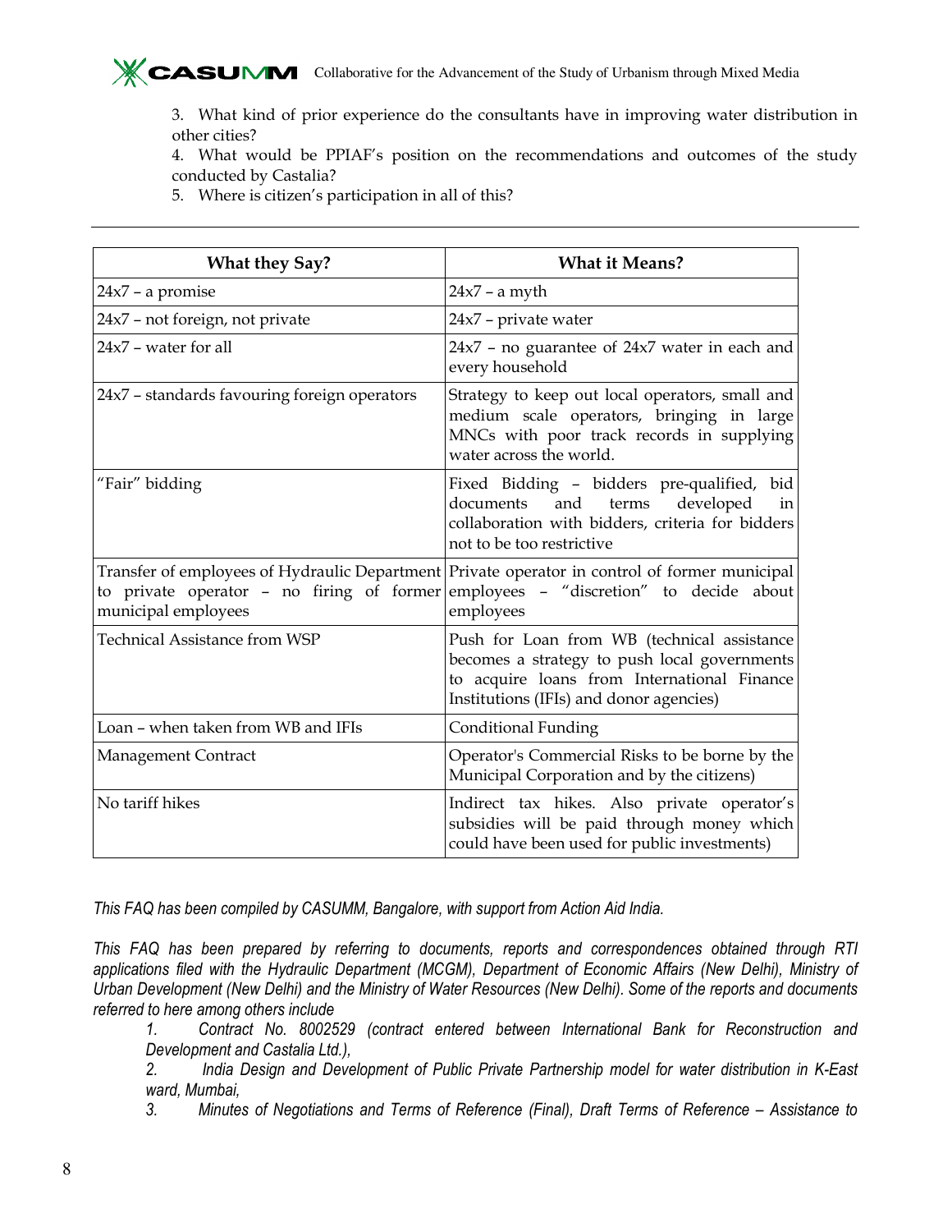3. What kind of prior experience do the consultants have in improving water distribution in other cities?
4. What would be PPIAF's position on the recommendations and outcomes of the study conducted by Castalia?
5. Where is citizen's participation in all of this?

---

| What they Say? | What it Means? |
|---|---|
| 24x7 – a promise | 24x7 – a myth |
| 24x7 – not foreign, not private | 24x7 – private water |
| 24x7 – water for all | 24x7 – no guarantee of 24x7 water in each and every household |
| 24x7 – standards favouring foreign operators | Strategy to keep out local operators, small and medium scale operators, bringing in large MNCs with poor track records in supplying water across the world. |
| "Fair" bidding | Fixed Bidding – bidders pre-qualified, bid documents and terms developed in collaboration with bidders, criteria for bidders not to be too restrictive |
| Transfer of employees of Hydraulic Department to private operator – no firing of former municipal employees | Private operator in control of former municipal employees – "discretion" to decide about employees |
| Technical Assistance from WSP | Push for Loan from WB (technical assistance becomes a strategy to push local governments to acquire loans from International Finance Institutions (IFIs) and donor agencies) |
| Loan – when taken from WB and IFIs | Conditional Funding |
| Management Contract | Operator's Commercial Risks to be borne by the Municipal Corporation and by the citizens) |
| No tariff hikes | Indirect tax hikes. Also private operator's subsidies will be paid through money which could have been used for public investments) |

*This FAQ has been compiled by CASUMM, Bangalore, with support from Action Aid India.*

*This FAQ has been prepared by referring to documents, reports and correspondences obtained through RTI applications filed with the Hydraulic Department (MCGM), Department of Economic Affairs (New Delhi), Ministry of Urban Development (New Delhi) and the Ministry of Water Resources (New Delhi). Some of the reports and documents referred to here among others include*

1. *Contract No. 8002529 (contract entered between International Bank for Reconstruction and Development and Castalia Ltd.),*
2. *India Design and Development of Public Private Partnership model for water distribution in K-East ward, Mumbai,*
3. *Minutes of Negotiations and Terms of Reference (Final), Draft Terms of Reference – Assistance to*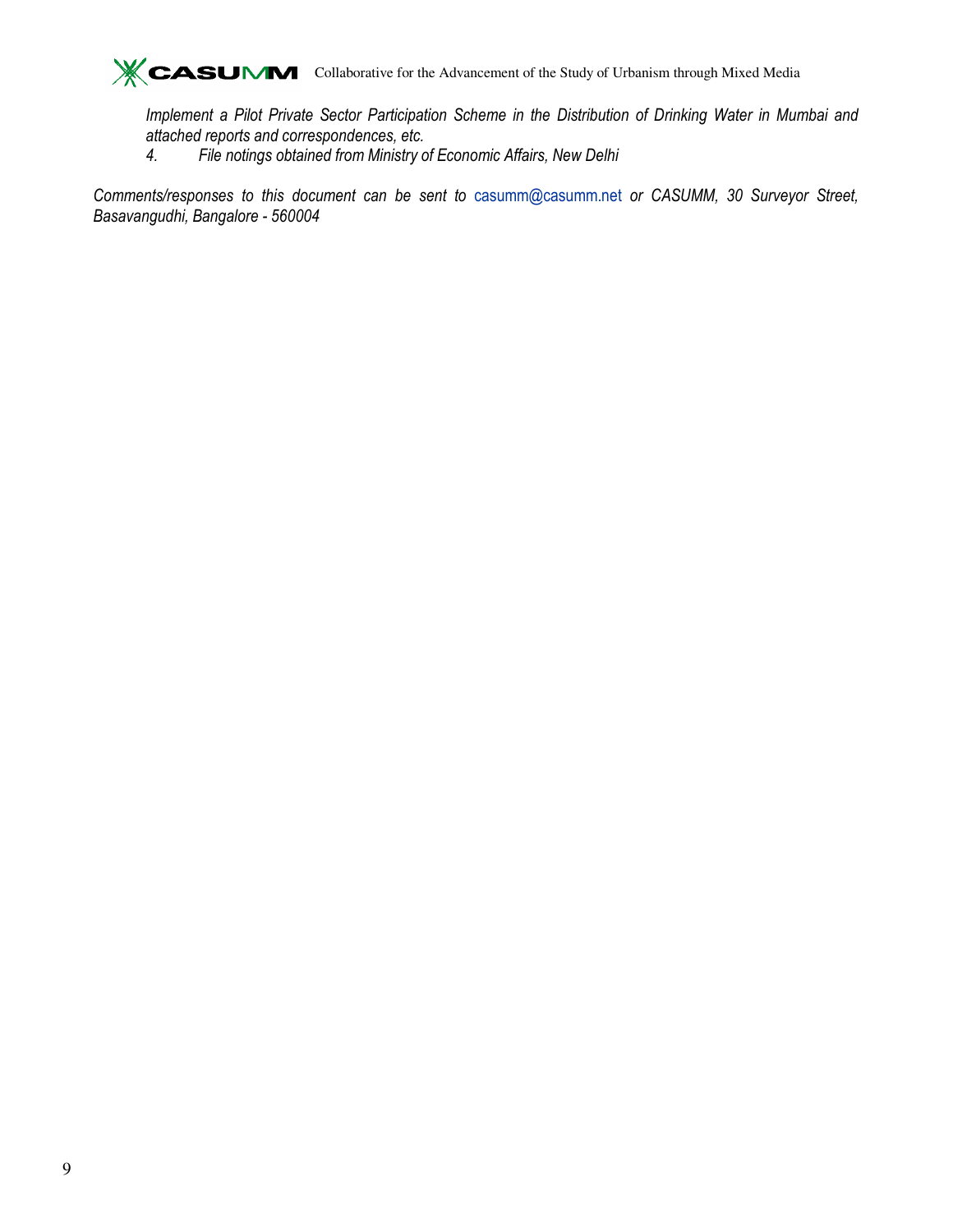*Implement a Pilot Private Sector Participation Scheme in the Distribution of Drinking Water in Mumbai and attached reports and correspondences, etc.*

*4. File notings obtained from Ministry of Economic Affairs, New Delhi*

*Comments/responses to this document can be sent to* casumm@casumm.net *or CASUMM, 30 Surveyor Street, Basavangudhi, Bangalore - 560004*